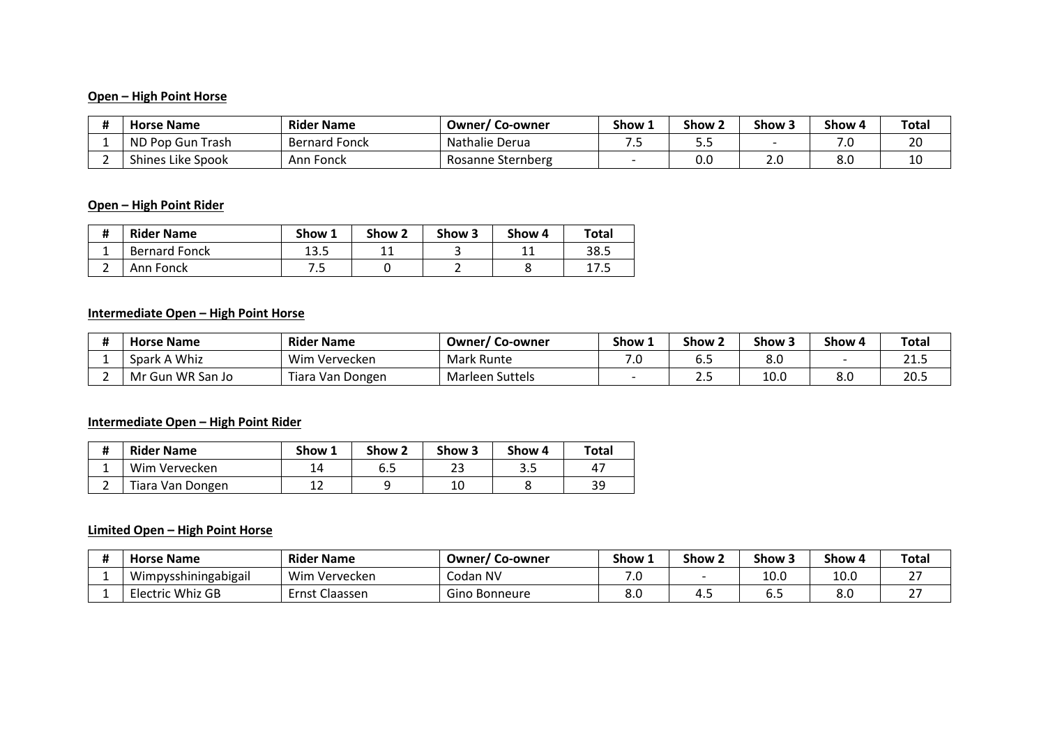**Open – High Point Horse**

| # | Horse Name | Rider Name | Owner/ Co-owner | Show 1 | Show 2 | Show 3 | Show 4 | Total |
|---|---|---|---|---|---|---|---|---|
| 1 | ND Pop Gun Trash | Bernard Fonck | Nathalie Derua | 7.5 | 5.5 | - | 7.0 | 20 |
| 2 | Shines Like Spook | Ann Fonck | Rosanne Sternberg | - | 0.0 | 2.0 | 8.0 | 10 |

**Open – High Point Rider**

| # | Rider Name | Show 1 | Show 2 | Show 3 | Show 4 | Total |
|---|---|---|---|---|---|---|
| 1 | Bernard Fonck | 13.5 | 11 | 3 | 11 | 38.5 |
| 2 | Ann Fonck | 7.5 | 0 | 2 | 8 | 17.5 |

**Intermediate Open – High Point Horse**

| # | Horse Name | Rider Name | Owner/ Co-owner | Show 1 | Show 2 | Show 3 | Show 4 | Total |
|---|---|---|---|---|---|---|---|---|
| 1 | Spark A Whiz | Wim Vervecken | Mark Runte | 7.0 | 6.5 | 8.0 | - | 21.5 |
| 2 | Mr Gun WR San Jo | Tiara Van Dongen | Marleen Suttels | - | 2.5 | 10.0 | 8.0 | 20.5 |

**Intermediate Open – High Point Rider**

| # | Rider Name | Show 1 | Show 2 | Show 3 | Show 4 | Total |
|---|---|---|---|---|---|---|
| 1 | Wim Vervecken | 14 | 6.5 | 23 | 3.5 | 47 |
| 2 | Tiara Van Dongen | 12 | 9 | 10 | 8 | 39 |

**Limited Open – High Point Horse**

| # | Horse Name | Rider Name | Owner/ Co-owner | Show 1 | Show 2 | Show 3 | Show 4 | Total |
|---|---|---|---|---|---|---|---|---|
| 1 | Wimpysshiningabigail | Wim Vervecken | Codan NV | 7.0 | - | 10.0 | 10.0 | 27 |
| 1 | Electric Whiz GB | Ernst Claassen | Gino Bonneure | 8.0 | 4.5 | 6.5 | 8.0 | 27 |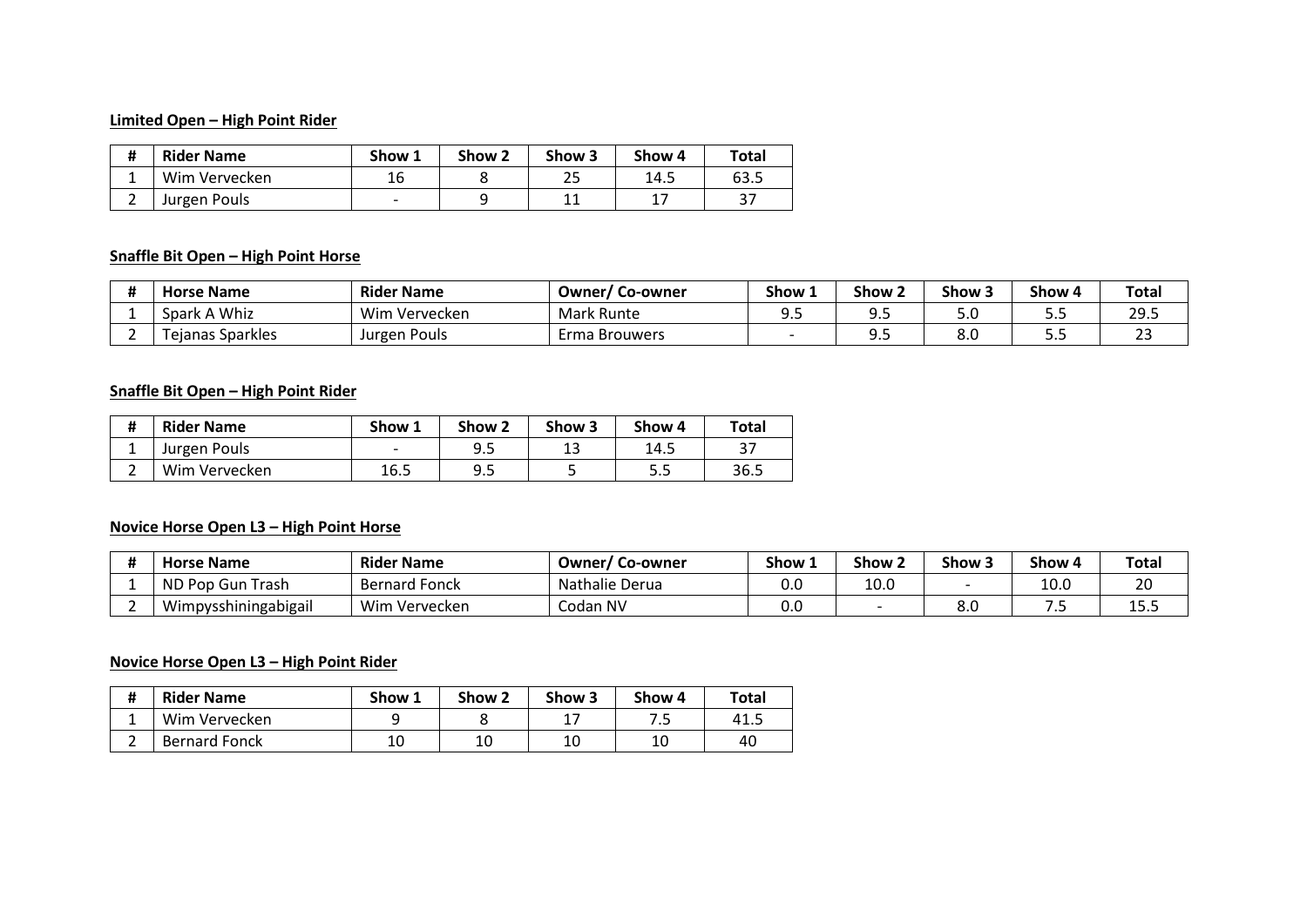**Limited Open – High Point Rider**

| # | Rider Name | Show 1 | Show 2 | Show 3 | Show 4 | Total |
|---|---|---|---|---|---|---|
| 1 | Wim Vervecken | 16 | 8 | 25 | 14.5 | 63.5 |
| 2 | Jurgen Pouls | - | 9 | 11 | 17 | 37 |

**Snaffle Bit Open – High Point Horse**

| # | Horse Name | Rider Name | Owner/ Co-owner | Show 1 | Show 2 | Show 3 | Show 4 | Total |
|---|---|---|---|---|---|---|---|---|
| 1 | Spark A Whiz | Wim Vervecken | Mark Runte | 9.5 | 9.5 | 5.0 | 5.5 | 29.5 |
| 2 | Tejanas Sparkles | Jurgen Pouls | Erma Brouwers | - | 9.5 | 8.0 | 5.5 | 23 |

**Snaffle Bit Open – High Point Rider**

| # | Rider Name | Show 1 | Show 2 | Show 3 | Show 4 | Total |
|---|---|---|---|---|---|---|
| 1 | Jurgen Pouls | - | 9.5 | 13 | 14.5 | 37 |
| 2 | Wim Vervecken | 16.5 | 9.5 | 5 | 5.5 | 36.5 |

**Novice Horse Open L3 – High Point Horse**

| # | Horse Name | Rider Name | Owner/ Co-owner | Show 1 | Show 2 | Show 3 | Show 4 | Total |
|---|---|---|---|---|---|---|---|---|
| 1 | ND Pop Gun Trash | Bernard Fonck | Nathalie Derua | 0.0 | 10.0 | - | 10.0 | 20 |
| 2 | Wimpysshiningabigail | Wim Vervecken | Codan NV | 0.0 | - | 8.0 | 7.5 | 15.5 |

**Novice Horse Open L3 – High Point Rider**

| # | Rider Name | Show 1 | Show 2 | Show 3 | Show 4 | Total |
|---|---|---|---|---|---|---|
| 1 | Wim Vervecken | 9 | 8 | 17 | 7.5 | 41.5 |
| 2 | Bernard Fonck | 10 | 10 | 10 | 10 | 40 |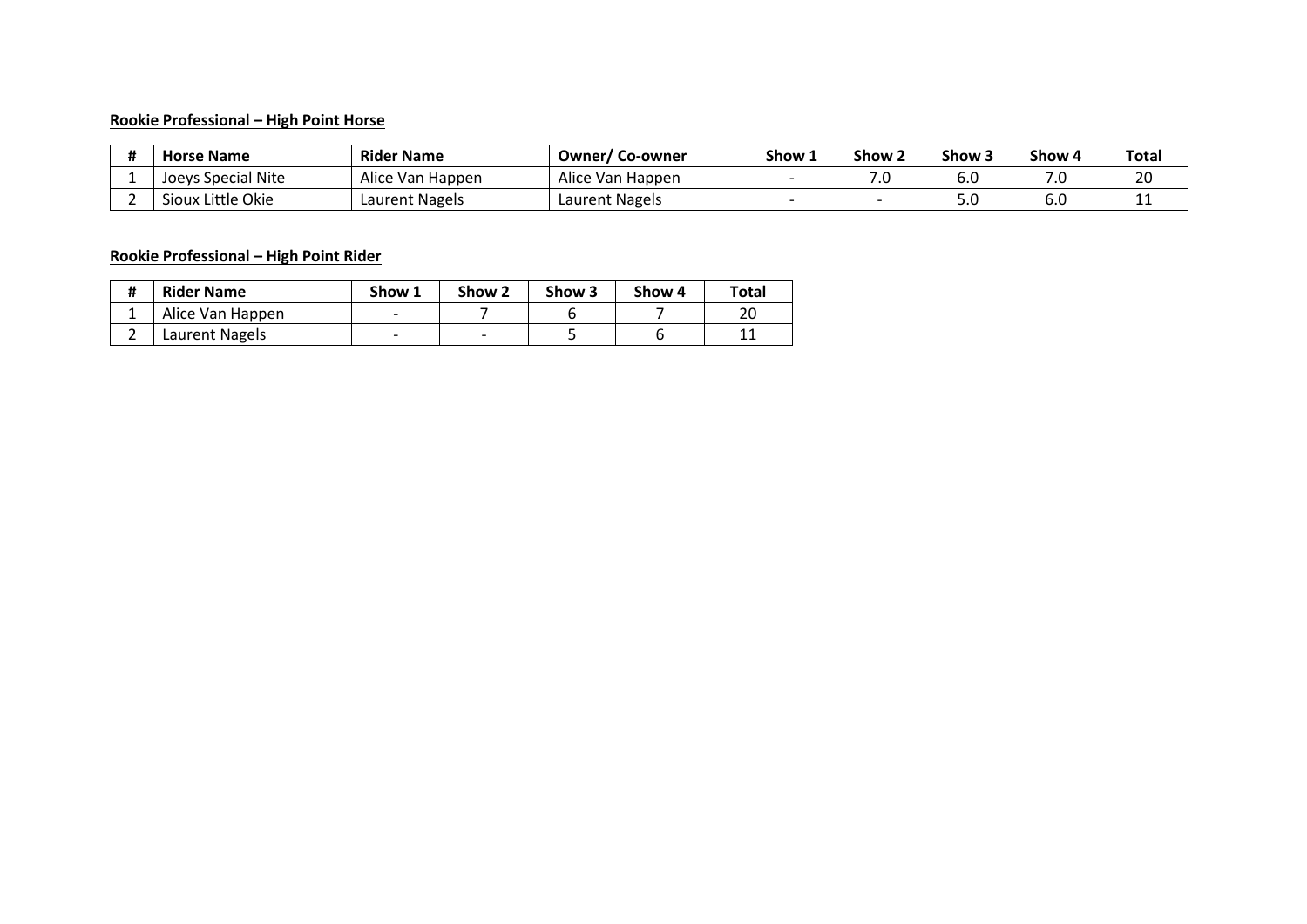**Rookie Professional – High Point Horse**

| # | Horse Name | Rider Name | Owner/ Co-owner | Show 1 | Show 2 | Show 3 | Show 4 | Total |
|---|---|---|---|---|---|---|---|---|
| 1 | Joeys Special Nite | Alice Van Happen | Alice Van Happen | - | 7.0 | 6.0 | 7.0 | 20 |
| 2 | Sioux Little Okie | Laurent Nagels | Laurent Nagels | - | - | 5.0 | 6.0 | 11 |

**Rookie Professional – High Point Rider**

| # | Rider Name | Show 1 | Show 2 | Show 3 | Show 4 | Total |
|---|---|---|---|---|---|---|
| 1 | Alice Van Happen | - | 7 | 6 | 7 | 20 |
| 2 | Laurent Nagels | - | - | 5 | 6 | 11 |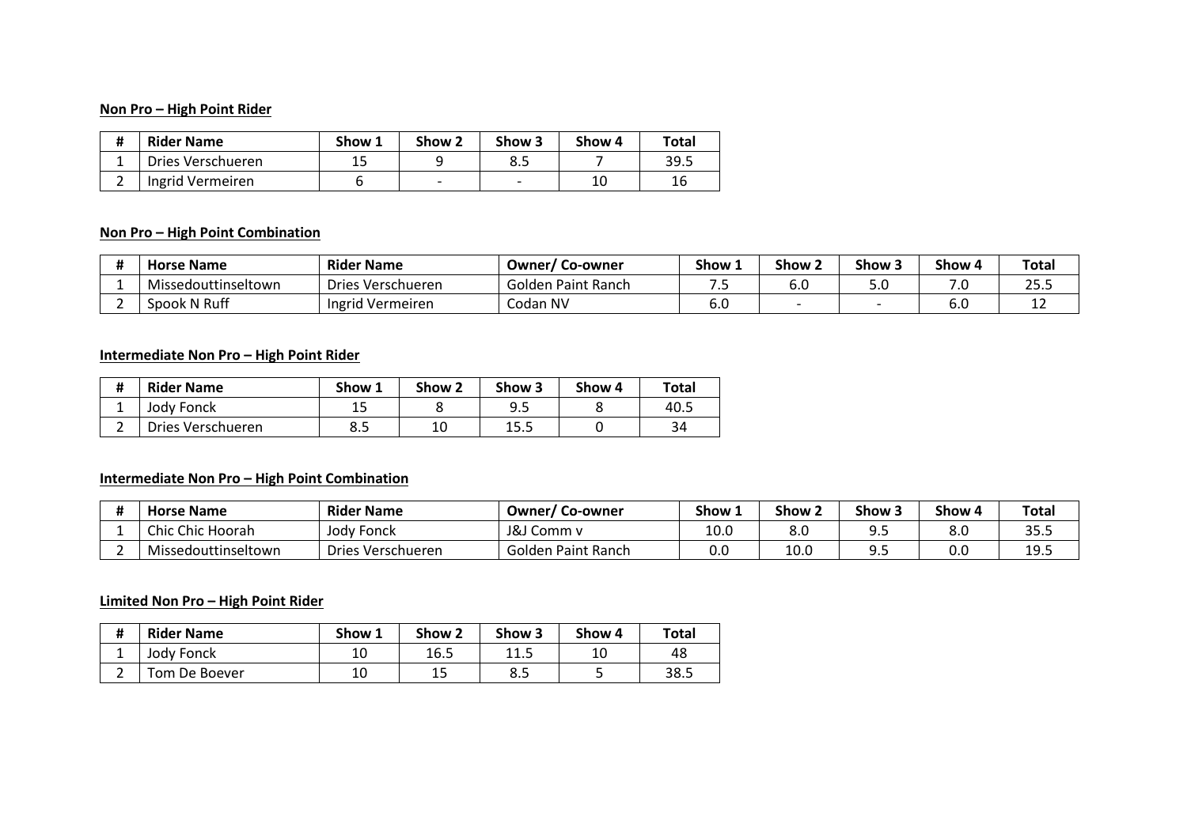**Non Pro – High Point Rider**

| # | Rider Name | Show 1 | Show 2 | Show 3 | Show 4 | Total |
|---|---|---|---|---|---|---|
| 1 | Dries Verschueren | 15 | 9 | 8.5 | 7 | 39.5 |
| 2 | Ingrid Vermeiren | 6 | - | - | 10 | 16 |

**Non Pro – High Point Combination**

| # | Horse Name | Rider Name | Owner/ Co-owner | Show 1 | Show 2 | Show 3 | Show 4 | Total |
|---|---|---|---|---|---|---|---|---|
| 1 | Missedouttinseltown | Dries Verschueren | Golden Paint Ranch | 7.5 | 6.0 | 5.0 | 7.0 | 25.5 |
| 2 | Spook N Ruff | Ingrid Vermeiren | Codan NV | 6.0 | - | - | 6.0 | 12 |

**Intermediate Non Pro – High Point Rider**

| # | Rider Name | Show 1 | Show 2 | Show 3 | Show 4 | Total |
|---|---|---|---|---|---|---|
| 1 | Jody Fonck | 15 | 8 | 9.5 | 8 | 40.5 |
| 2 | Dries Verschueren | 8.5 | 10 | 15.5 | 0 | 34 |

**Intermediate Non Pro – High Point Combination**

| # | Horse Name | Rider Name | Owner/ Co-owner | Show 1 | Show 2 | Show 3 | Show 4 | Total |
|---|---|---|---|---|---|---|---|---|
| 1 | Chic Chic Hoorah | Jody Fonck | J&J Comm v | 10.0 | 8.0 | 9.5 | 8.0 | 35.5 |
| 2 | Missedouttinseltown | Dries Verschueren | Golden Paint Ranch | 0.0 | 10.0 | 9.5 | 0.0 | 19.5 |

**Limited Non Pro – High Point Rider**

| # | Rider Name | Show 1 | Show 2 | Show 3 | Show 4 | Total |
|---|---|---|---|---|---|---|
| 1 | Jody Fonck | 10 | 16.5 | 11.5 | 10 | 48 |
| 2 | Tom De Boever | 10 | 15 | 8.5 | 5 | 38.5 |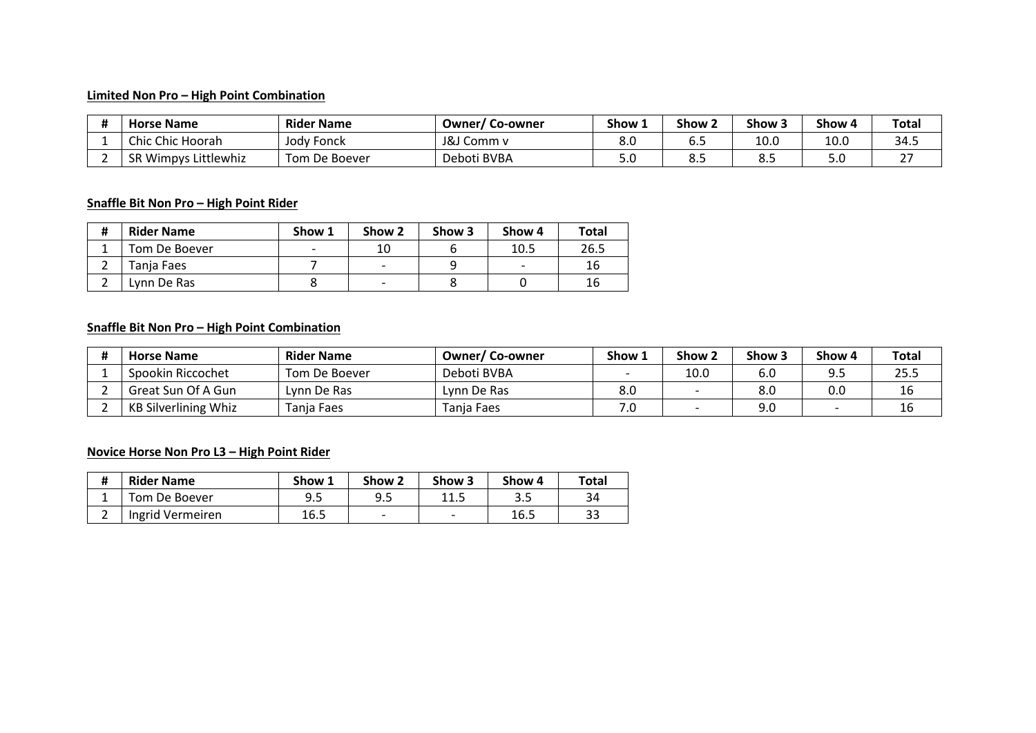**Limited Non Pro – High Point Combination**

| # | Horse Name | Rider Name | Owner/ Co-owner | Show 1 | Show 2 | Show 3 | Show 4 | Total |
|---|---|---|---|---|---|---|---|---|
| 1 | Chic Chic Hoorah | Jody Fonck | J&J Comm v | 8.0 | 6.5 | 10.0 | 10.0 | 34.5 |
| 2 | SR Wimpys Littlewhiz | Tom De Boever | Deboti BVBA | 5.0 | 8.5 | 8.5 | 5.0 | 27 |

**Snaffle Bit Non Pro – High Point Rider**

| # | Rider Name | Show 1 | Show 2 | Show 3 | Show 4 | Total |
|---|---|---|---|---|---|---|
| 1 | Tom De Boever | - | 10 | 6 | 10.5 | 26.5 |
| 2 | Tanja Faes | 7 | - | 9 | - | 16 |
| 2 | Lynn De Ras | 8 | - | 8 | 0 | 16 |

**Snaffle Bit Non Pro – High Point Combination**

| # | Horse Name | Rider Name | Owner/ Co-owner | Show 1 | Show 2 | Show 3 | Show 4 | Total |
|---|---|---|---|---|---|---|---|---|
| 1 | Spookin Riccochet | Tom De Boever | Deboti BVBA | - | 10.0 | 6.0 | 9.5 | 25.5 |
| 2 | Great Sun Of A Gun | Lynn De Ras | Lynn De Ras | 8.0 | - | 8.0 | 0.0 | 16 |
| 2 | KB Silverlining Whiz | Tanja Faes | Tanja Faes | 7.0 | - | 9.0 | - | 16 |

**Novice Horse Non Pro L3 – High Point Rider**

| # | Rider Name | Show 1 | Show 2 | Show 3 | Show 4 | Total |
|---|---|---|---|---|---|---|
| 1 | Tom De Boever | 9.5 | 9.5 | 11.5 | 3.5 | 34 |
| 2 | Ingrid Vermeiren | 16.5 | - | - | 16.5 | 33 |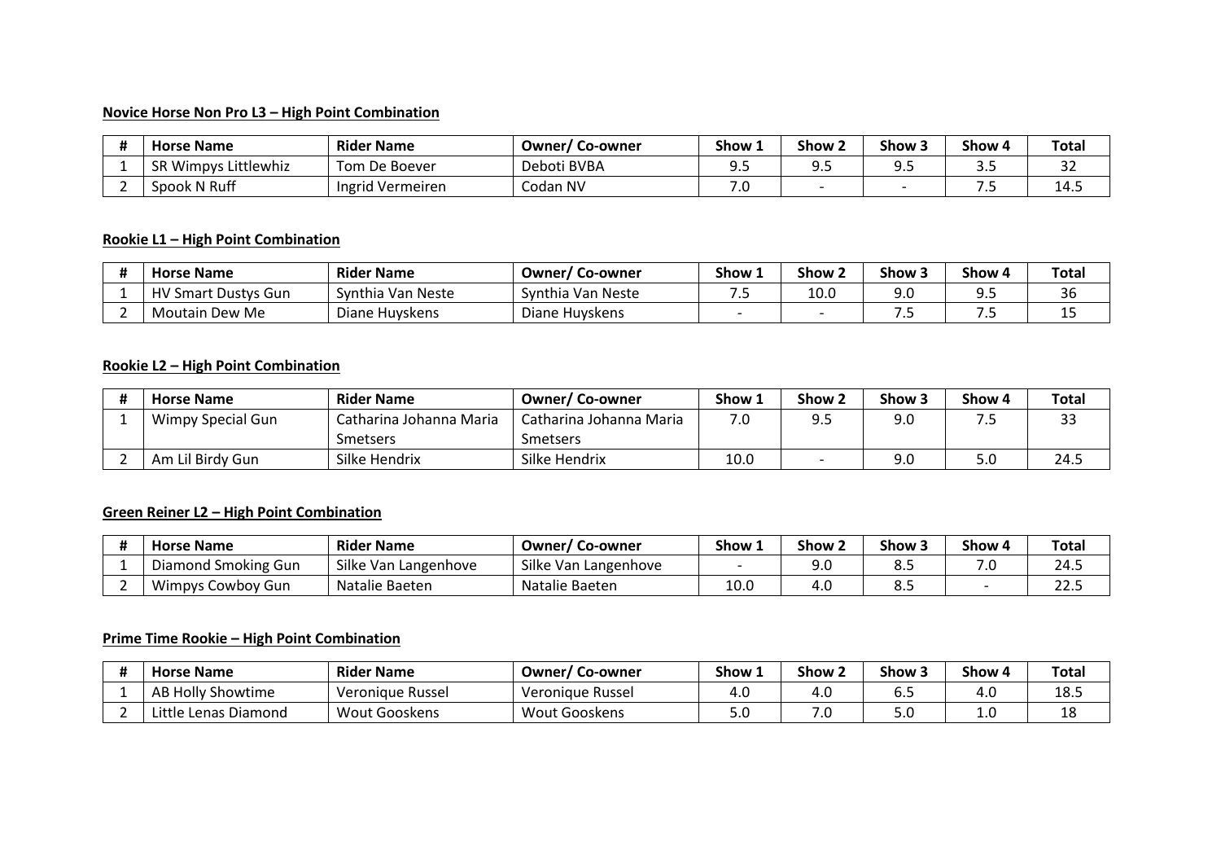**Novice Horse Non Pro L3 – High Point Combination**

| # | Horse Name | Rider Name | Owner/ Co-owner | Show 1 | Show 2 | Show 3 | Show 4 | Total |
|---|---|---|---|---|---|---|---|---|
| 1 | SR Wimpys Littlewhiz | Tom De Boever | Deboti BVBA | 9.5 | 9.5 | 9.5 | 3.5 | 32 |
| 2 | Spook N Ruff | Ingrid Vermeiren | Codan NV | 7.0 | - | - | 7.5 | 14.5 |

**Rookie L1 – High Point Combination**

| # | Horse Name | Rider Name | Owner/ Co-owner | Show 1 | Show 2 | Show 3 | Show 4 | Total |
|---|---|---|---|---|---|---|---|---|
| 1 | HV Smart Dustys Gun | Synthia Van Neste | Synthia Van Neste | 7.5 | 10.0 | 9.0 | 9.5 | 36 |
| 2 | Moutain Dew Me | Diane Huyskens | Diane Huyskens | - | - | 7.5 | 7.5 | 15 |

**Rookie L2 – High Point Combination**

| # | Horse Name | Rider Name | Owner/ Co-owner | Show 1 | Show 2 | Show 3 | Show 4 | Total |
|---|---|---|---|---|---|---|---|---|
| 1 | Wimpy Special Gun | Catharina Johanna Maria Smetsers | Catharina Johanna Maria Smetsers | 7.0 | 9.5 | 9.0 | 7.5 | 33 |
| 2 | Am Lil Birdy Gun | Silke Hendrix | Silke Hendrix | 10.0 | - | 9.0 | 5.0 | 24.5 |

**Green Reiner L2 – High Point Combination**

| # | Horse Name | Rider Name | Owner/ Co-owner | Show 1 | Show 2 | Show 3 | Show 4 | Total |
|---|---|---|---|---|---|---|---|---|
| 1 | Diamond Smoking Gun | Silke Van Langenhove | Silke Van Langenhove | - | 9.0 | 8.5 | 7.0 | 24.5 |
| 2 | Wimpys Cowboy Gun | Natalie Baeten | Natalie Baeten | 10.0 | 4.0 | 8.5 | - | 22.5 |

**Prime Time Rookie – High Point Combination**

| # | Horse Name | Rider Name | Owner/ Co-owner | Show 1 | Show 2 | Show 3 | Show 4 | Total |
|---|---|---|---|---|---|---|---|---|
| 1 | AB Holly Showtime | Veronique Russel | Veronique Russel | 4.0 | 4.0 | 6.5 | 4.0 | 18.5 |
| 2 | Little Lenas Diamond | Wout Gooskens | Wout Gooskens | 5.0 | 7.0 | 5.0 | 1.0 | 18 |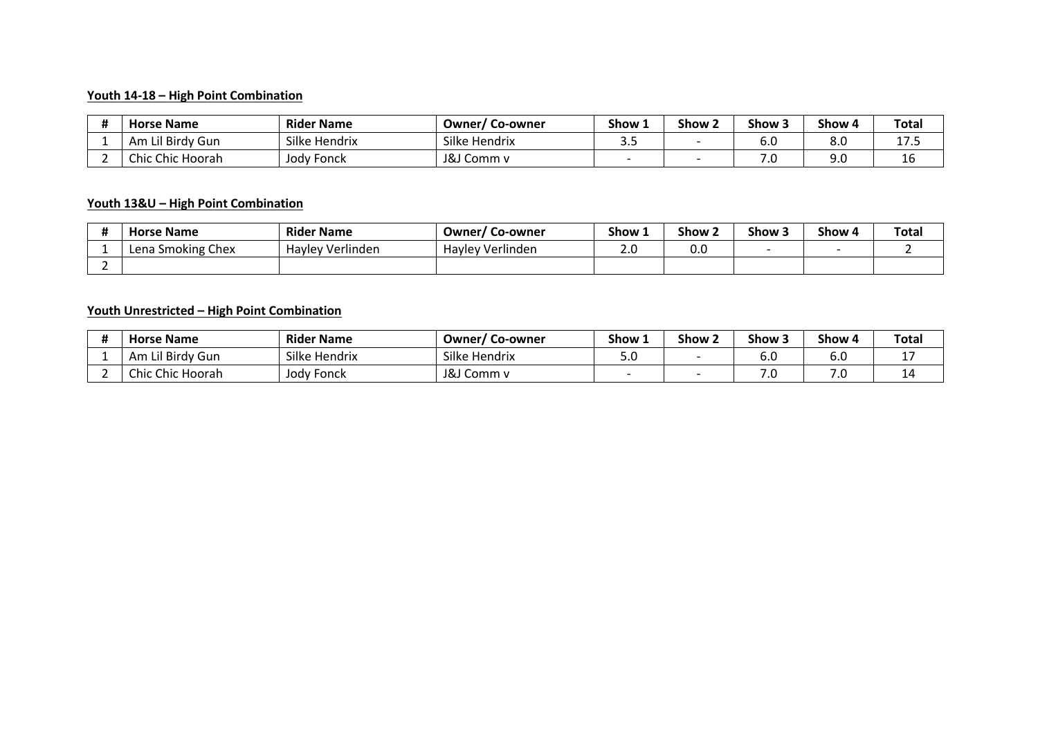**Youth 14-18 – High Point Combination**

| # | Horse Name | Rider Name | Owner/ Co-owner | Show 1 | Show 2 | Show 3 | Show 4 | Total |
|---|---|---|---|---|---|---|---|---|
| 1 | Am Lil Birdy Gun | Silke Hendrix | Silke Hendrix | 3.5 | - | 6.0 | 8.0 | 17.5 |
| 2 | Chic Chic Hoorah | Jody Fonck | J&J Comm v | - | - | 7.0 | 9.0 | 16 |

**Youth 13&U – High Point Combination**

| # | Horse Name | Rider Name | Owner/ Co-owner | Show 1 | Show 2 | Show 3 | Show 4 | Total |
|---|---|---|---|---|---|---|---|---|
| 1 | Lena Smoking Chex | Hayley Verlinden | Hayley Verlinden | 2.0 | 0.0 | - | - | 2 |
| 2 | | | | | | | | |

**Youth Unrestricted – High Point Combination**

| # | Horse Name | Rider Name | Owner/ Co-owner | Show 1 | Show 2 | Show 3 | Show 4 | Total |
|---|---|---|---|---|---|---|---|---|
| 1 | Am Lil Birdy Gun | Silke Hendrix | Silke Hendrix | 5.0 | - | 6.0 | 6.0 | 17 |
| 2 | Chic Chic Hoorah | Jody Fonck | J&J Comm v | - | - | 7.0 | 7.0 | 14 |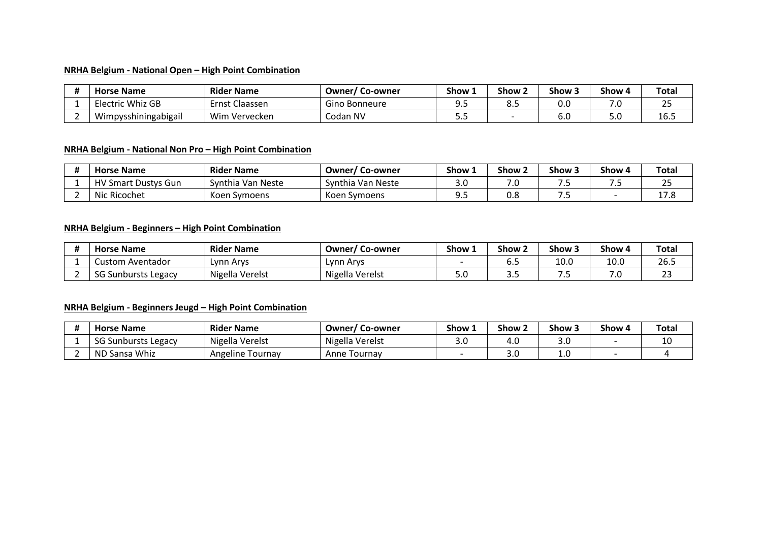**NRHA Belgium - National Open – High Point Combination**

| # | Horse Name | Rider Name | Owner/ Co-owner | Show 1 | Show 2 | Show 3 | Show 4 | Total |
|---|---|---|---|---|---|---|---|---|
| 1 | Electric Whiz GB | Ernst Claassen | Gino Bonneure | 9.5 | 8.5 | 0.0 | 7.0 | 25 |
| 2 | Wimpysshiningabigail | Wim Vervecken | Codan NV | 5.5 | - | 6.0 | 5.0 | 16.5 |

**NRHA Belgium - National Non Pro – High Point Combination**

| # | Horse Name | Rider Name | Owner/ Co-owner | Show 1 | Show 2 | Show 3 | Show 4 | Total |
|---|---|---|---|---|---|---|---|---|
| 1 | HV Smart Dustys Gun | Synthia Van Neste | Synthia Van Neste | 3.0 | 7.0 | 7.5 | 7.5 | 25 |
| 2 | Nic Ricochet | Koen Symoens | Koen Symoens | 9.5 | 0.8 | 7.5 | - | 17.8 |

**NRHA Belgium - Beginners – High Point Combination**

| # | Horse Name | Rider Name | Owner/ Co-owner | Show 1 | Show 2 | Show 3 | Show 4 | Total |
|---|---|---|---|---|---|---|---|---|
| 1 | Custom Aventador | Lynn Arys | Lynn Arys | - | 6.5 | 10.0 | 10.0 | 26.5 |
| 2 | SG Sunbursts Legacy | Nigella Verelst | Nigella Verelst | 5.0 | 3.5 | 7.5 | 7.0 | 23 |

**NRHA Belgium - Beginners Jeugd – High Point Combination**

| # | Horse Name | Rider Name | Owner/ Co-owner | Show 1 | Show 2 | Show 3 | Show 4 | Total |
|---|---|---|---|---|---|---|---|---|
| 1 | SG Sunbursts Legacy | Nigella Verelst | Nigella Verelst | 3.0 | 4.0 | 3.0 | - | 10 |
| 2 | ND Sansa Whiz | Angeline Tournay | Anne Tournay | - | 3.0 | 1.0 | - | 4 |